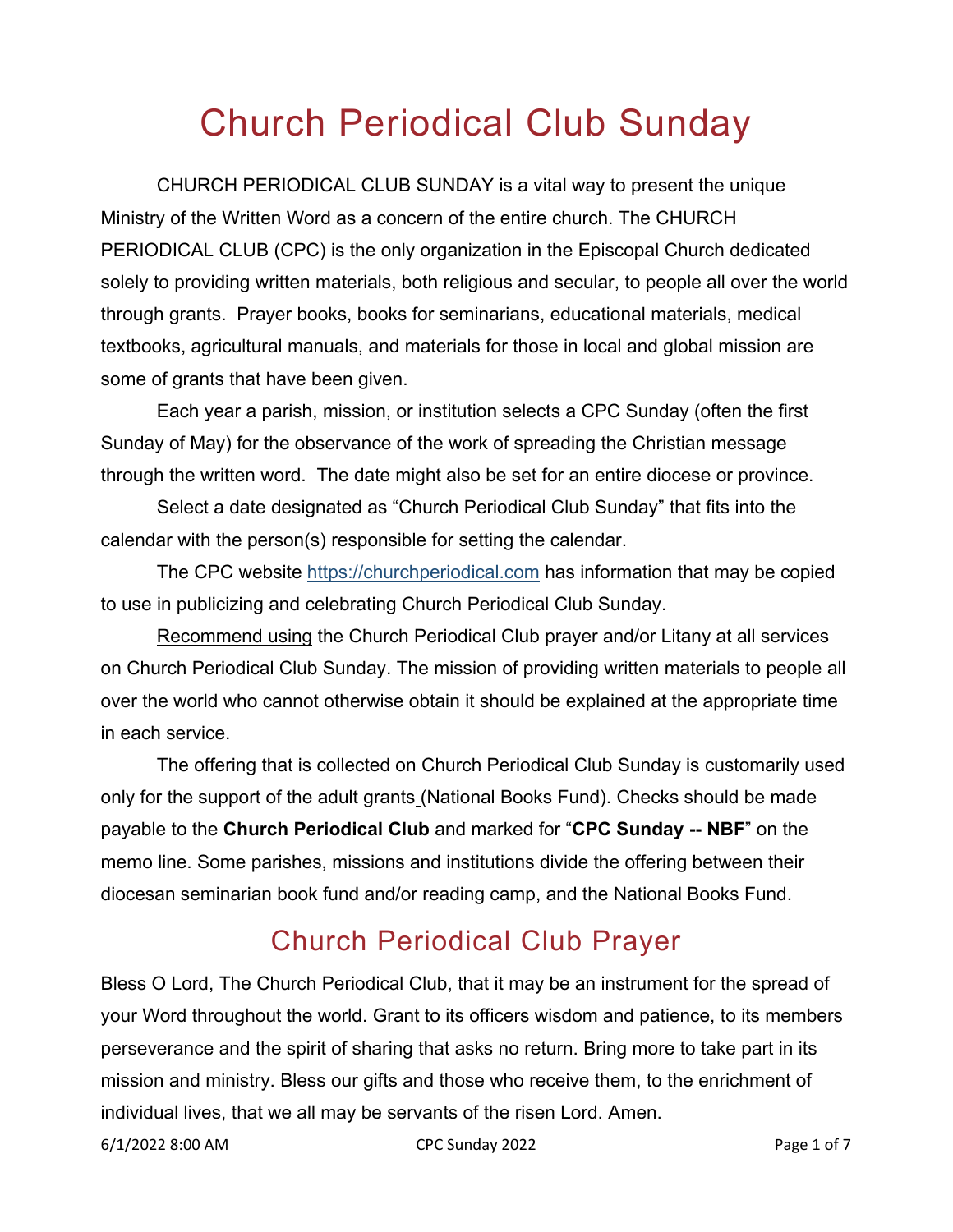# Church Periodical Club Sunday

CHURCH PERIODICAL CLUB SUNDAY is a vital way to present the unique Ministry of the Written Word as a concern of the entire church. The CHURCH PERIODICAL CLUB (CPC) is the only organization in the Episcopal Church dedicated solely to providing written materials, both religious and secular, to people all over the world through grants. Prayer books, books for seminarians, educational materials, medical textbooks, agricultural manuals, and materials for those in local and global mission are some of grants that have been given.

Each year a parish, mission, or institution selects a CPC Sunday (often the first Sunday of May) for the observance of the work of spreading the Christian message through the written word. The date might also be set for an entire diocese or province.

Select a date designated as "Church Periodical Club Sunday" that fits into the calendar with the person(s) responsible for setting the calendar.

The CPC website [https://churchperiodical.com](https://churchperiodical.com) has information that may be copied to use in publicizing and celebrating Church Periodical Club Sunday.

Recommend using the Church Periodical Club prayer and/or Litany at all services on Church Periodical Club Sunday. The mission of providing written materials to people all over the world who cannot otherwise obtain it should be explained at the appropriate time in each service.

The offering that is collected on Church Periodical Club Sunday is customarily used only for the support of the adult grants (National Books Fund). Checks should be made payable to the **Church Periodical Club** and marked for "**CPC Sunday -- NBF**" on the memo line. Some parishes, missions and institutions divide the offering between their diocesan seminarian book fund and/or reading camp, and the National Books Fund.

## Church Periodical Club Prayer

Bless O Lord, The Church Periodical Club, that it may be an instrument for the spread of your Word throughout the world. Grant to its officers wisdom and patience, to its members perseverance and the spirit of sharing that asks no return. Bring more to take part in its mission and ministry. Bless our gifts and those who receive them, to the enrichment of individual lives, that we all may be servants of the risen Lord. Amen.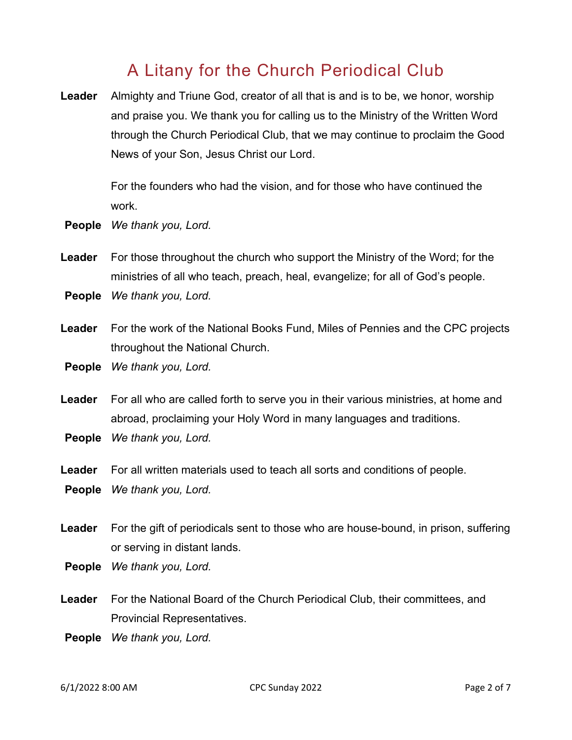# A Litany for the Church Periodical Club

**Leader** Almighty and Triune God, creator of all that is and is to be, we honor, worship and praise you. We thank you for calling us to the Ministry of the Written Word through the Church Periodical Club, that we may continue to proclaim the Good News of your Son, Jesus Christ our Lord.

For the founders who had the vision, and for those who have continued the work.

**People** *We thank you, Lord.*

**Leader** For those throughout the church who support the Ministry of the Word; for the ministries of all who teach, preach, heal, evangelize; for all of God's people.

**People** *We thank you, Lord.*

**Leader** For the work of the National Books Fund, Miles of Pennies and the CPC projects throughout the National Church.

**People** *We thank you, Lord.*

**Leader** For all who are called forth to serve you in their various ministries, at home and abroad, proclaiming your Holy Word in many languages and traditions.

**People** *We thank you, Lord.*

**Leader** For all written materials used to teach all sorts and conditions of people.

**People** *We thank you, Lord.*

**Leader** For the gift of periodicals sent to those who are house-bound, in prison, suffering or serving in distant lands.

**People** *We thank you, Lord.*

**Leader** For the National Board of the Church Periodical Club, their committees, and Provincial Representatives.

**People** *We thank you, Lord.*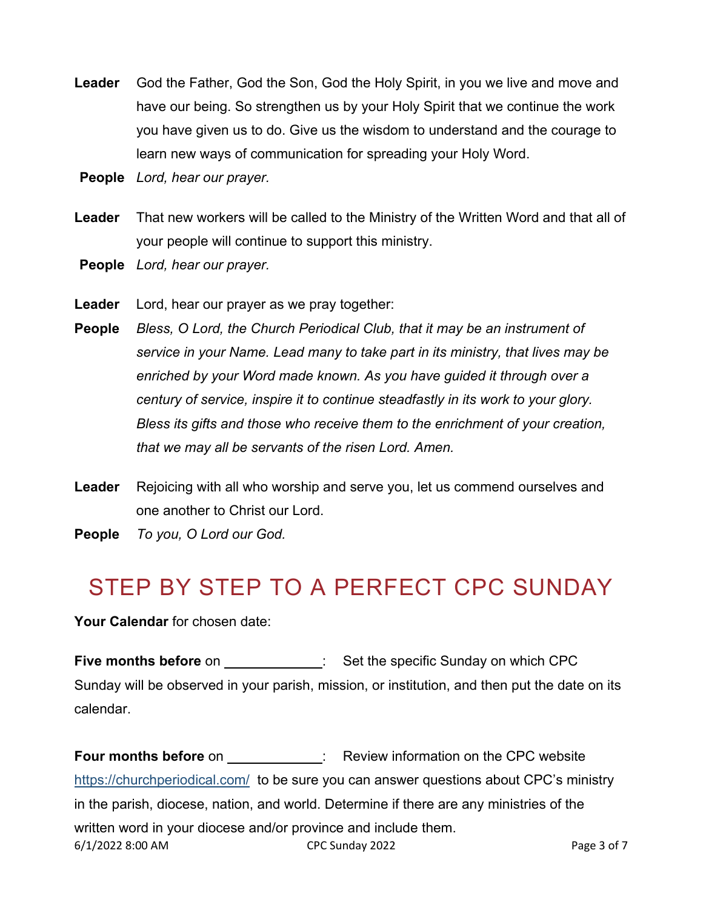**Leader** God the Father, God the Son, God the Holy Spirit, in you we live and move and have our being. So strengthen us by your Holy Spirit that we continue the work you have given us to do. Give us the wisdom to understand and the courage to learn new ways of communication for spreading your Holy Word.

**People** *Lord, hear our prayer.*

**Leader** That new workers will be called to the Ministry of the Written Word and that all of your people will continue to support this ministry.

**People** *Lord, hear our prayer.*

**Leader** Lord, hear our prayer as we pray together:

**People** *Bless, O Lord, the Church Periodical Club, that it may be an instrument of service in your Name. Lead many to take part in its ministry, that lives may be enriched by your Word made known. As you have guided it through over a century of service, inspire it to continue steadfastly in its work to your glory. Bless its gifts and those who receive them to the enrichment of your creation, that we may all be servants of the risen Lord. Amen.*

**Leader** Rejoicing with all who worship and serve you, let us commend ourselves and one another to Christ our Lord.

**People** *To you, O Lord our God.*

# STEP BY STEP TO A PERFECT CPC SUNDAY

**Your Calendar** for chosen date:

**Five months before** on ____________: Set the specific Sunday on which CPC Sunday will be observed in your parish, mission, or institution, and then put the date on its calendar.

**Four months before** on ____________: Review information on the CPC website https://churchperiodical.com/ to be sure you can answer questions about CPC's ministry in the parish, diocese, nation, and world. Determine if there are any ministries of the written word in your diocese and/or province and include them.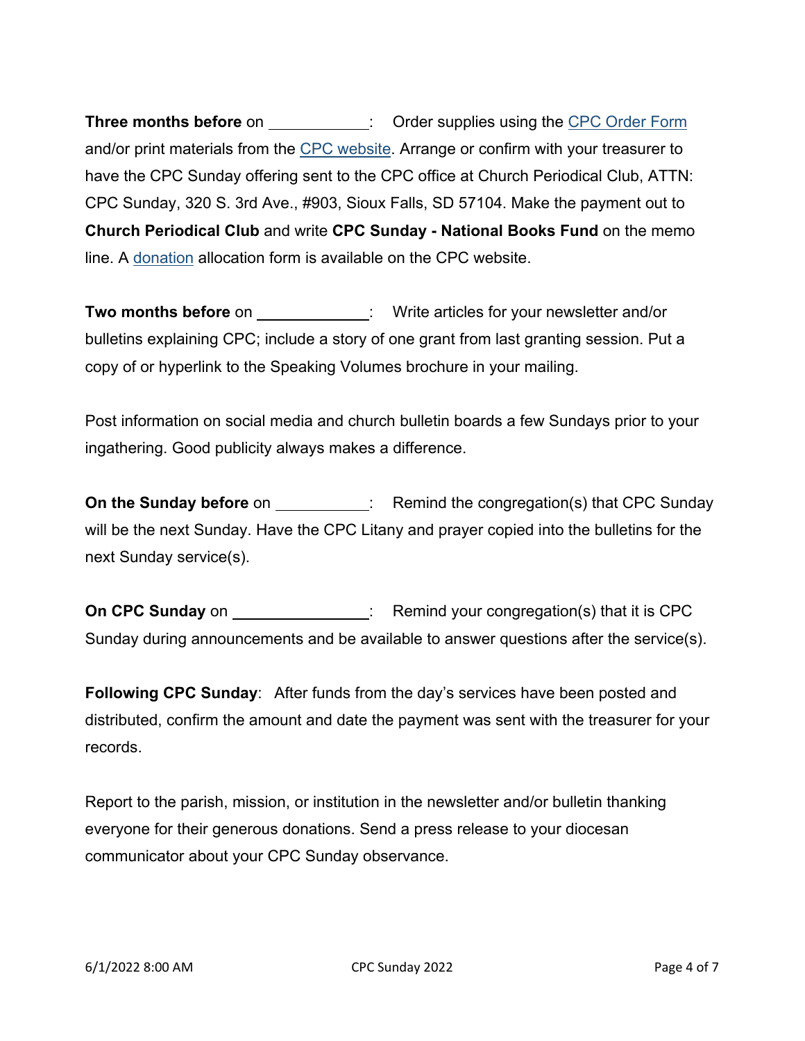**Three months before** on ____________: Order supplies using the CPC Order Form and/or print materials from the CPC website. Arrange or confirm with your treasurer to have the CPC Sunday offering sent to the CPC office at Church Periodical Club, ATTN: CPC Sunday, 320 S. 3rd Ave., #903, Sioux Falls, SD 57104. Make the payment out to **Church Periodical Club** and write **CPC Sunday - National Books Fund** on the memo line. A donation allocation form is available on the CPC website.

**Two months before** on _____________: Write articles for your newsletter and/or bulletins explaining CPC; include a story of one grant from last granting session. Put a copy of or hyperlink to the Speaking Volumes brochure in your mailing.

Post information on social media and church bulletin boards a few Sundays prior to your ingathering. Good publicity always makes a difference.

**On the Sunday before** on ___________: Remind the congregation(s) that CPC Sunday will be the next Sunday. Have the CPC Litany and prayer copied into the bulletins for the next Sunday service(s).

**On CPC Sunday** on ________________: Remind your congregation(s) that it is CPC Sunday during announcements and be available to answer questions after the service(s).

**Following CPC Sunday**: After funds from the day's services have been posted and distributed, confirm the amount and date the payment was sent with the treasurer for your records.

Report to the parish, mission, or institution in the newsletter and/or bulletin thanking everyone for their generous donations. Send a press release to your diocesan communicator about your CPC Sunday observance.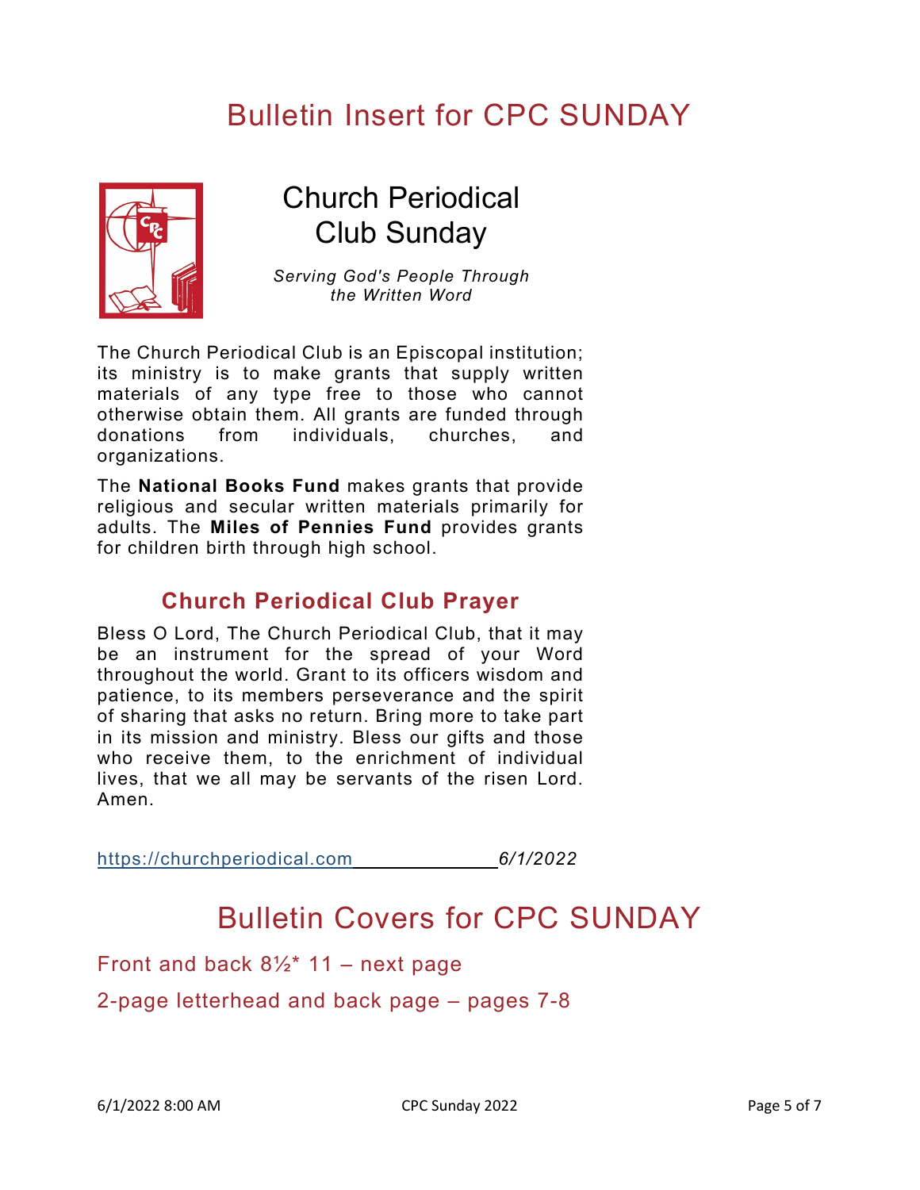# Bulletin Insert for CPC SUNDAY

## Church Periodical Club Sunday

*Serving God's People Through the Written Word*

The Church Periodical Club is an Episcopal institution; its ministry is to make grants that supply written materials of any type free to those who cannot otherwise obtain them. All grants are funded through donations from individuals, churches, and organizations.

The **National Books Fund** makes grants that provide religious and secular written materials primarily for adults. The **Miles of Pennies Fund** provides grants for children birth through high school.

### Church Periodical Club Prayer

Bless O Lord, The Church Periodical Club, that it may be an instrument for the spread of your Word throughout the world. Grant to its officers wisdom and patience, to its members perseverance and the spirit of sharing that asks no return. Bring more to take part in its mission and ministry. Bless our gifts and those who receive them, to the enrichment of individual lives, that we all may be servants of the risen Lord. Amen.

https://churchperiodical.com *6/1/2022*

# Bulletin Covers for CPC SUNDAY

Front and back 8½* 11 – next page

2-page letterhead and back page – pages 7-8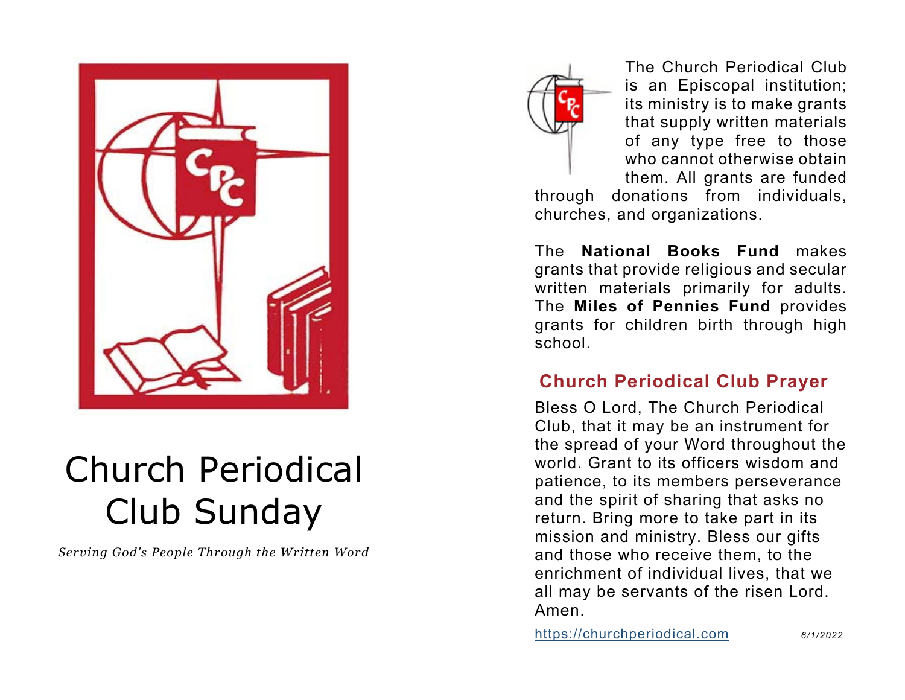# Church Periodical Club Sunday

*Serving God's People Through the Written Word*

The Church Periodical Club is an Episcopal institution; its ministry is to make grants that supply written materials of any type free to those who cannot otherwise obtain them. All grants are funded through donations from individuals, churches, and organizations.

The **National Books Fund** makes grants that provide religious and secular written materials primarily for adults. The **Miles of Pennies Fund** provides grants for children birth through high school.

## Church Periodical Club Prayer

Bless O Lord, The Church Periodical Club, that it may be an instrument for the spread of your Word throughout the world. Grant to its officers wisdom and patience, to its members perseverance and the spirit of sharing that asks no return. Bring more to take part in its mission and ministry. Bless our gifts and those who receive them, to the enrichment of individual lives, that we all may be servants of the risen Lord. Amen.

https://churchperiodical.com

*6/1/2022*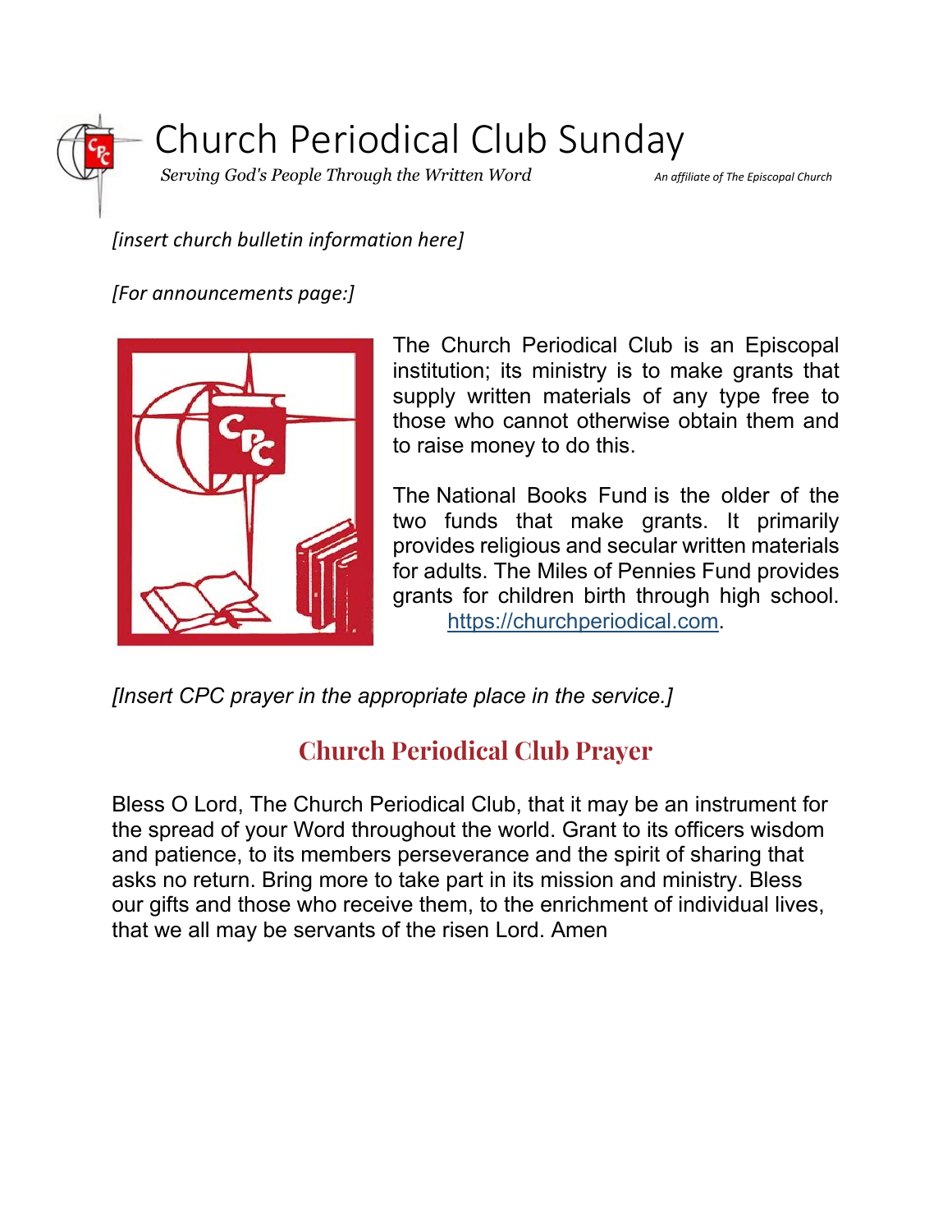# Church Periodical Club Sunday

*Serving God's People Through the Written Word*

*An affiliate of The Episcopal Church*

*[insert church bulletin information here]*

*[For announcements page:]*

The Church Periodical Club is an Episcopal institution; its ministry is to make grants that supply written materials of any type free to those who cannot otherwise obtain them and to raise money to do this.

The National Books Fund is the older of the two funds that make grants. It primarily provides religious and secular written materials for adults. The Miles of Pennies Fund provides grants for children birth through high school. https://churchperiodical.com.

*[Insert CPC prayer in the appropriate place in the service.]*

## Church Periodical Club Prayer

Bless O Lord, The Church Periodical Club, that it may be an instrument for the spread of your Word throughout the world. Grant to its officers wisdom and patience, to its members perseverance and the spirit of sharing that asks no return. Bring more to take part in its mission and ministry. Bless our gifts and those who receive them, to the enrichment of individual lives, that we all may be servants of the risen Lord. Amen